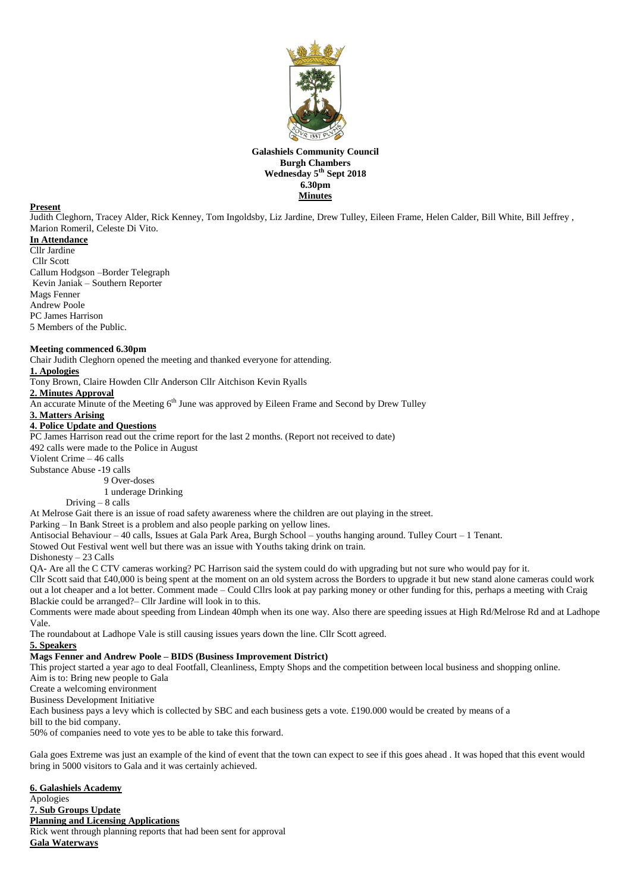**Galashiels Community Council**
**Burgh Chambers**
**Wednesday 5th Sept 2018**
**6.30pm**
**Minutes**

**Present**

Judith Cleghorn, Tracey Alder, Rick Kenney, Tom Ingoldsby, Liz Jardine, Drew Tulley, Eileen Frame, Helen Calder, Bill White, Bill Jeffrey , Marion Romeril, Celeste Di Vito.

**In Attendance**

Cllr Jardine
Cllr Scott
Callum Hodgson –Border Telegraph
Kevin Janiak – Southern Reporter
Mags Fenner
Andrew Poole
PC James Harrison
5 Members of the Public.

**Meeting commenced 6.30pm**

Chair Judith Cleghorn opened the meeting and thanked everyone for attending.

**1. Apologies**

Tony Brown, Claire Howden Cllr Anderson Cllr Aitchison Kevin Ryalls

**2. Minutes Approval**

An accurate Minute of the Meeting 6th June was approved by Eileen Frame and Second by Drew Tulley

**3. Matters Arising**

**4. Police Update and Questions**

PC James Harrison read out the crime report for the last 2 months. (Report not received to date)
492 calls were made to the Police in August
Violent Crime – 46 calls
Substance Abuse -19 calls
9 Over-doses
1 underage Drinking
Driving – 8 calls

At Melrose Gait there is an issue of road safety awareness where the children are out playing in the street.
Parking – In Bank Street is a problem and also people parking on yellow lines.
Antisocial Behaviour – 40 calls, Issues at Gala Park Area, Burgh School – youths hanging around. Tulley Court – 1 Tenant.
Stowed Out Festival went well but there was an issue with Youths taking drink on train.
Dishonesty – 23 Calls

QA- Are all the C CTV cameras working? PC Harrison said the system could do with upgrading but not sure who would pay for it.
Cllr Scott said that £40,000 is being spent at the moment on an old system across the Borders to upgrade it but new stand alone cameras could work out a lot cheaper and a lot better. Comment made – Could Cllrs look at pay parking money or other funding for this, perhaps a meeting with Craig Blackie could be arranged?– Cllr Jardine will look in to this.
Comments were made about speeding from Lindean 40mph when its one way. Also there are speeding issues at High Rd/Melrose Rd and at Ladhope Vale.
The roundabout at Ladhope Vale is still causing issues years down the line. Cllr Scott agreed.

**5. Speakers**

**Mags Fenner and Andrew Poole – BIDS (Business Improvement District)**

This project started a year ago to deal Footfall, Cleanliness, Empty Shops and the competition between local business and shopping online.
Aim is to: Bring new people to Gala
Create a welcoming environment
Business Development Initiative
Each business pays a levy which is collected by SBC and each business gets a vote. £190.000 would be created by means of a bill to the bid company.
50% of companies need to vote yes to be able to take this forward.

Gala goes Extreme was just an example of the kind of event that the town can expect to see if this goes ahead . It was hoped that this event would bring in 5000 visitors to Gala and it was certainly achieved.

**6. Galashiels Academy**

Apologies

**7. Sub Groups Update**

**Planning and Licensing Applications**

Rick went through planning reports that had been sent for approval

**Gala Waterways**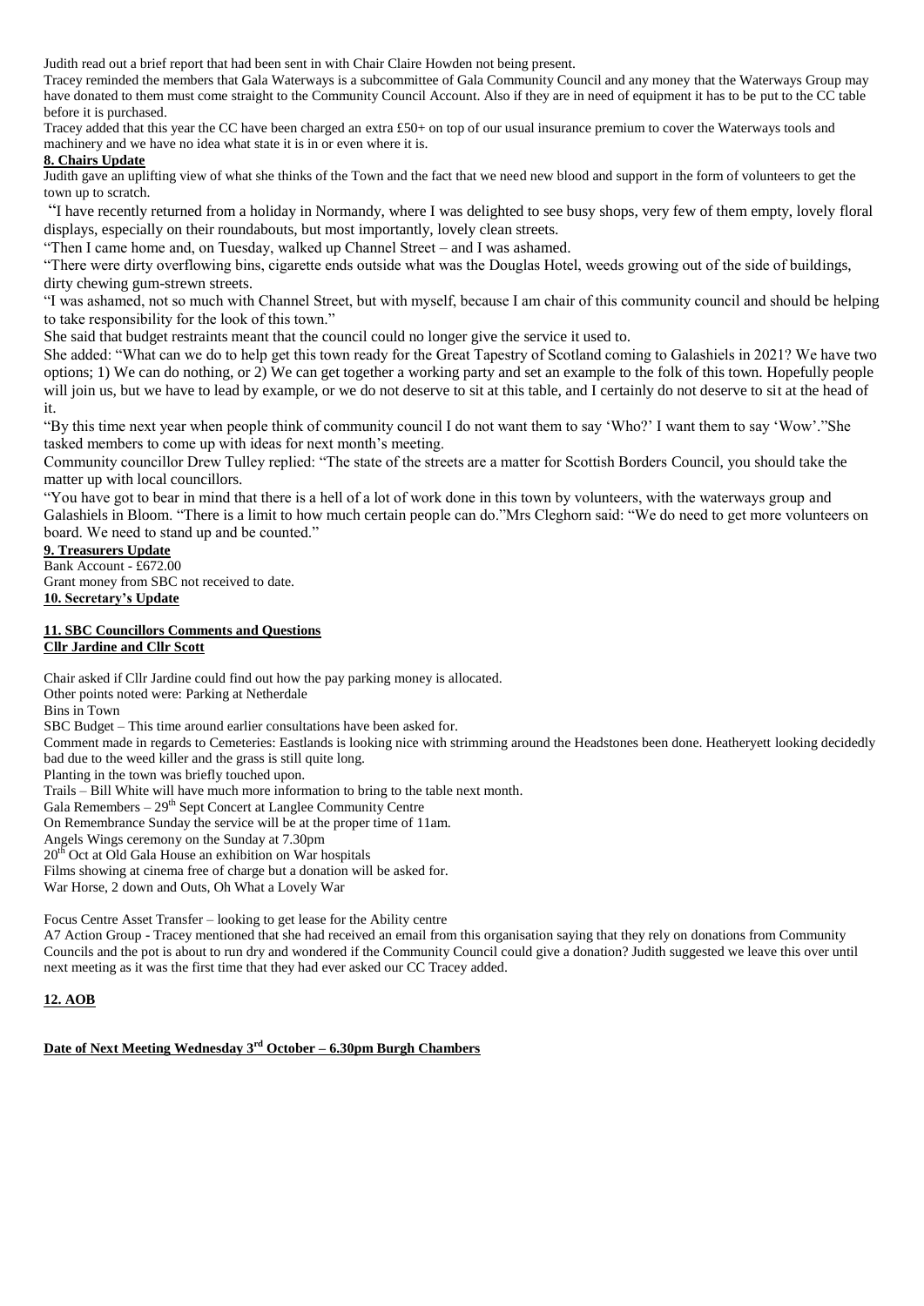Judith read out a brief report that had been sent in with Chair Claire Howden not being present.

Tracey reminded the members that Gala Waterways is a subcommittee of Gala Community Council and any money that the Waterways Group may have donated to them must come straight to the Community Council Account. Also if they are in need of equipment it has to be put to the CC table before it is purchased.

Tracey added that this year the CC have been charged an extra £50+ on top of our usual insurance premium to cover the Waterways tools and machinery and we have no idea what state it is in or even where it is.

**8. Chairs Update**

Judith gave an uplifting view of what she thinks of the Town and the fact that we need new blood and support in the form of volunteers to get the town up to scratch.

"I have recently returned from a holiday in Normandy, where I was delighted to see busy shops, very few of them empty, lovely floral displays, especially on their roundabouts, but most importantly, lovely clean streets.

"Then I came home and, on Tuesday, walked up Channel Street – and I was ashamed.

"There were dirty overflowing bins, cigarette ends outside what was the Douglas Hotel, weeds growing out of the side of buildings, dirty chewing gum-strewn streets.

"I was ashamed, not so much with Channel Street, but with myself, because I am chair of this community council and should be helping to take responsibility for the look of this town."

She said that budget restraints meant that the council could no longer give the service it used to.

She added: "What can we do to help get this town ready for the Great Tapestry of Scotland coming to Galashiels in 2021? We have two options; 1) We can do nothing, or 2) We can get together a working party and set an example to the folk of this town. Hopefully people will join us, but we have to lead by example, or we do not deserve to sit at this table, and I certainly do not deserve to sit at the head of it.

"By this time next year when people think of community council I do not want them to say 'Who?' I want them to say 'Wow'."She tasked members to come up with ideas for next month's meeting.

Community councillor Drew Tulley replied: "The state of the streets are a matter for Scottish Borders Council, you should take the matter up with local councillors.

"You have got to bear in mind that there is a hell of a lot of work done in this town by volunteers, with the waterways group and Galashiels in Bloom. "There is a limit to how much certain people can do."Mrs Cleghorn said: "We do need to get more volunteers on board. We need to stand up and be counted."

**9. Treasurers Update**

Bank Account - £672.00

Grant money from SBC not received to date.

**10. Secretary's Update**

**11. SBC Councillors Comments and Questions**

**Cllr Jardine and Cllr Scott**

Chair asked if Cllr Jardine could find out how the pay parking money is allocated.

Other points noted were: Parking at Netherdale

Bins in Town

SBC Budget – This time around earlier consultations have been asked for.

Comment made in regards to Cemeteries: Eastlands is looking nice with strimming around the Headstones been done. Heatheryett looking decidedly bad due to the weed killer and the grass is still quite long.

Planting in the town was briefly touched upon.

Trails – Bill White will have much more information to bring to the table next month.

Gala Remembers – 29th Sept Concert at Langlee Community Centre

On Remembrance Sunday the service will be at the proper time of 11am.

Angels Wings ceremony on the Sunday at 7.30pm

20th Oct at Old Gala House an exhibition on War hospitals

Films showing at cinema free of charge but a donation will be asked for.

War Horse, 2 down and Outs, Oh What a Lovely War

Focus Centre Asset Transfer – looking to get lease for the Ability centre

A7 Action Group - Tracey mentioned that she had received an email from this organisation saying that they rely on donations from Community Councils and the pot is about to run dry and wondered if the Community Council could give a donation? Judith suggested we leave this over until next meeting as it was the first time that they had ever asked our CC Tracey added.

**12. AOB**

**Date of Next Meeting Wednesday 3rd October – 6.30pm Burgh Chambers**